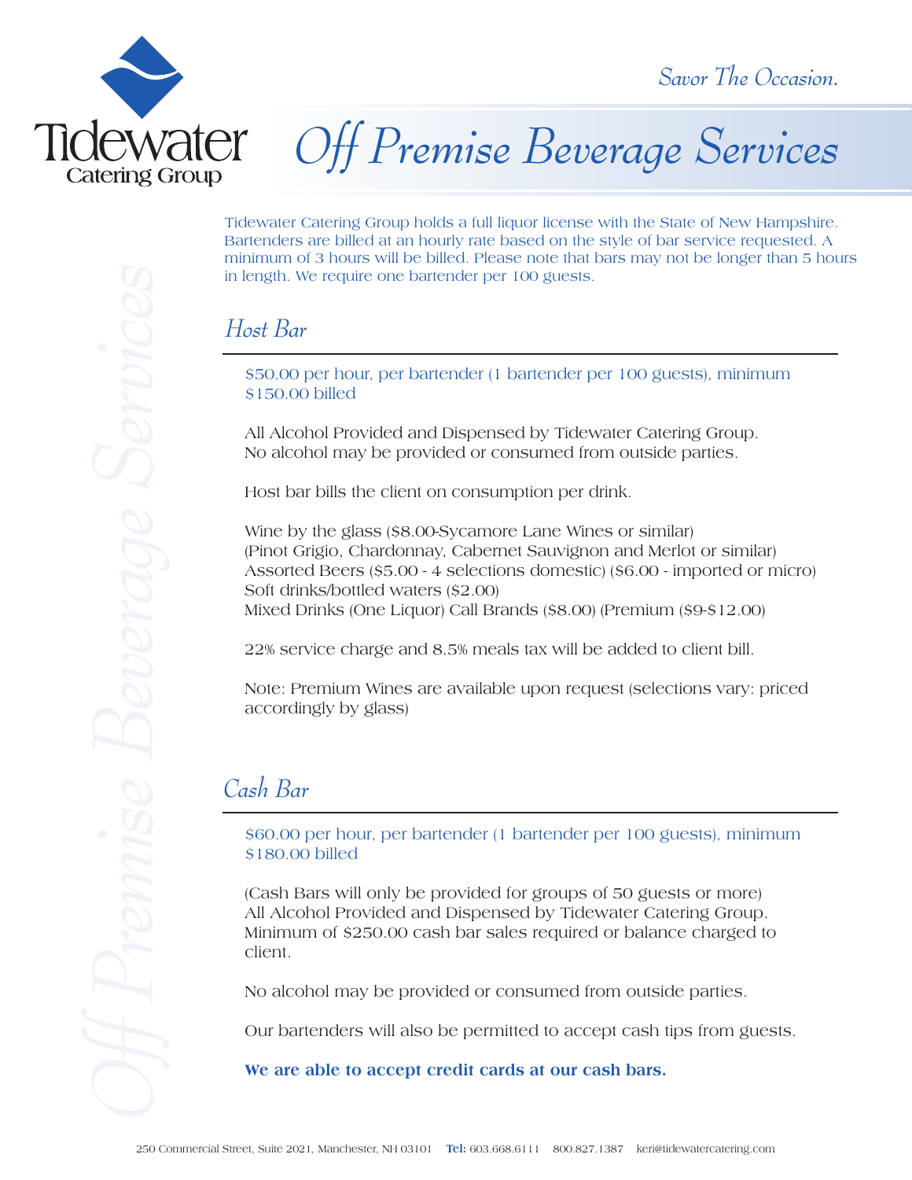Tidewater Catering Group

*Savor The Occasion.*

# Off Premise Beverage Services

Tidewater Catering Group holds a full liquor license with the State of New Hampshire. Bartenders are billed at an hourly rate based on the style of bar service requested. A minimum of 3 hours will be billed. Please note that bars may not be longer than 5 hours in length. We require one bartender per 100 guests.

## Host Bar

$50.00 per hour, per bartender (1 bartender per 100 guests), minimum $150.00 billed

All Alcohol Provided and Dispensed by Tidewater Catering Group.
No alcohol may be provided or consumed from outside parties.

Host bar bills the client on consumption per drink.

Wine by the glass ($8.00-Sycamore Lane Wines or similar)
(Pinot Grigio, Chardonnay, Cabernet Sauvignon and Merlot or similar)
Assorted Beers ($5.00 - 4 selections domestic) ($6.00 - imported or micro)
Soft drinks/bottled waters ($2.00)
Mixed Drinks (One Liquor) Call Brands ($8.00) (Premium ($9-$12.00)

22% service charge and 8.5% meals tax will be added to client bill.

Note: Premium Wines are available upon request (selections vary: priced accordingly by glass)

## Cash Bar

$60.00 per hour, per bartender (1 bartender per 100 guests), minimum $180.00 billed

(Cash Bars will only be provided for groups of 50 guests or more)
All Alcohol Provided and Dispensed by Tidewater Catering Group.
Minimum of $250.00 cash bar sales required or balance charged to client.

No alcohol may be provided or consumed from outside parties.

Our bartenders will also be permitted to accept cash tips from guests.

**We are able to accept credit cards at our cash bars.**

250 Commercial Street, Suite 2021, Manchester, NH 03101 **Tel:** 603.668.6111 800.827.1387 keri@tidewatercatering.com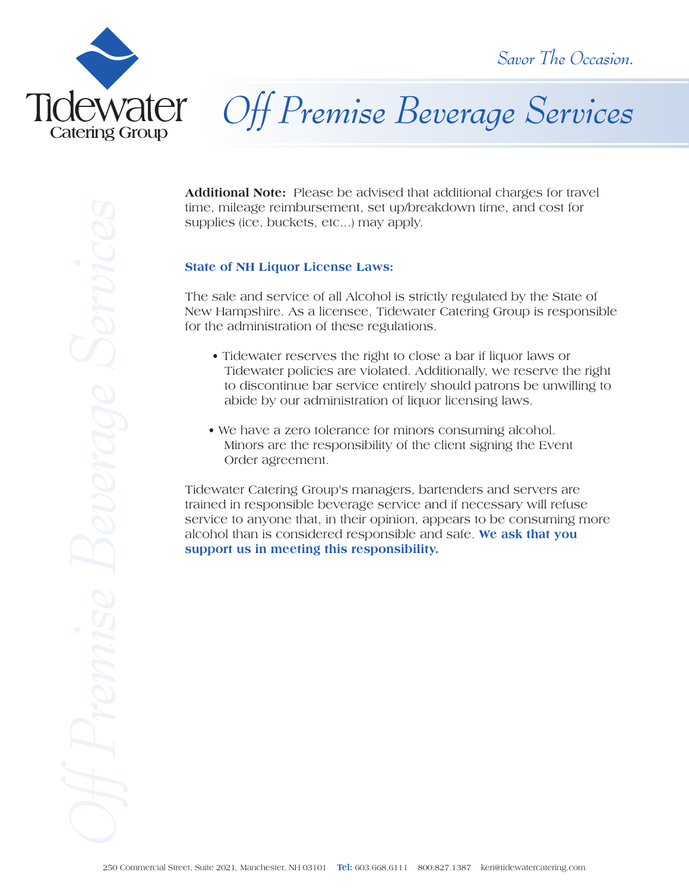# Off Premise Beverage Services

**Additional Note:** Please be advised that additional charges for travel time, mileage reimbursement, set up/breakdown time, and cost for supplies (ice, buckets, etc...) may apply.

**State of NH Liquor License Laws:**

The sale and service of all Alcohol is strictly regulated by the State of New Hampshire. As a licensee, Tidewater Catering Group is responsible for the administration of these regulations.

- Tidewater reserves the right to close a bar if liquor laws or Tidewater policies are violated. Additionally, we reserve the right to discontinue bar service entirely should patrons be unwilling to abide by our administration of liquor licensing laws.
- We have a zero tolerance for minors consuming alcohol. Minors are the responsibility of the client signing the Event Order agreement.

Tidewater Catering Group's managers, bartenders and servers are trained in responsible beverage service and if necessary will refuse service to anyone that, in their opinion, appears to be consuming more alcohol than is considered responsible and safe. **We ask that you support us in meeting this responsibility.**